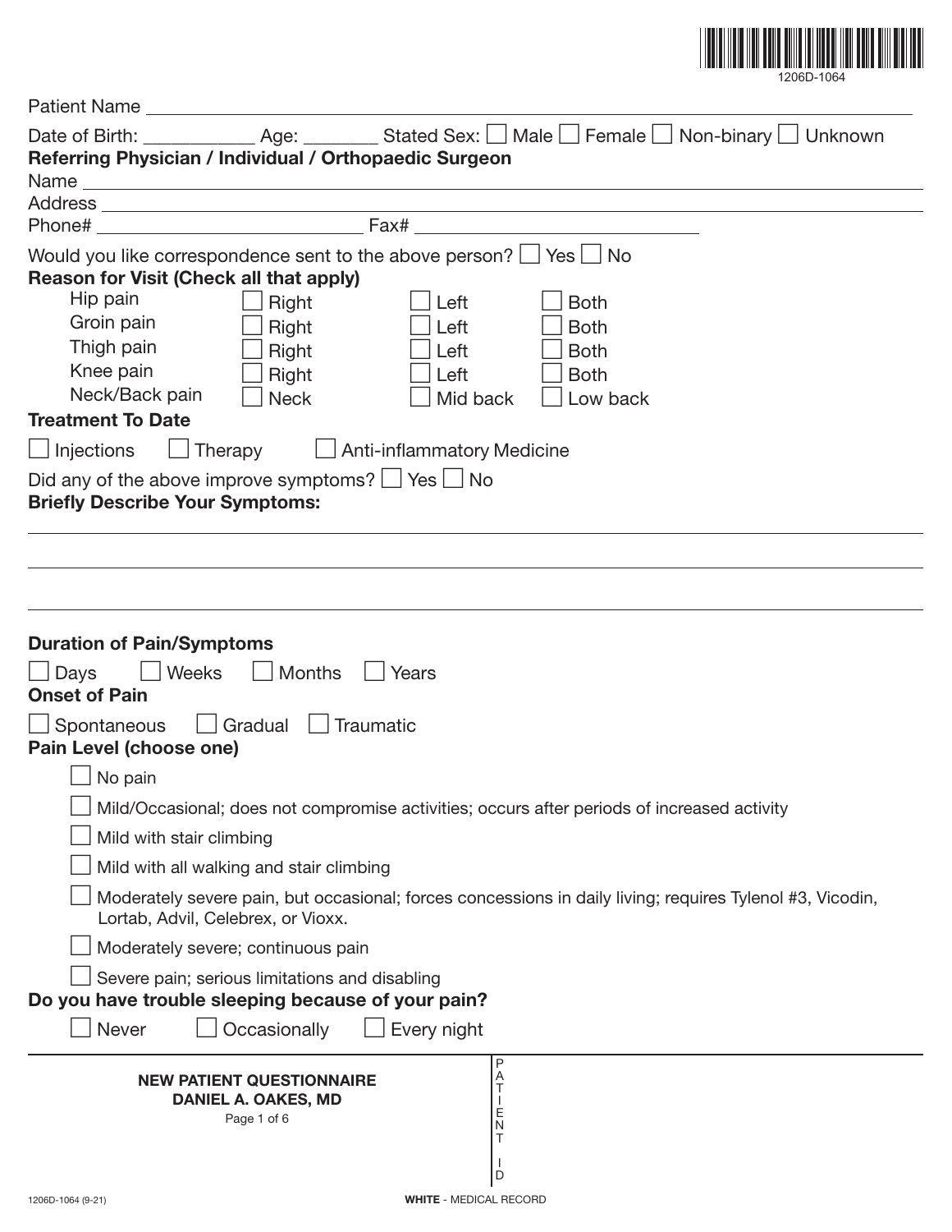1206D-1064

Patient Name ____________________________________________

Date of Birth: ___________ Age: _______ Stated Sex: ☐ Male ☐ Female ☐ Non-binary ☐ Unknown

**Referring Physician / Individual / Orthopaedic Surgeon**

Name ____________________________________________

Address ____________________________________________

Phone# ____________________ Fax# ____________________

Would you like correspondence sent to the above person? ☐ Yes ☐ No

**Reason for Visit (Check all that apply)**

| | | | |
|---|---|---|---|
| Hip pain | ☐ Right | ☐ Left | ☐ Both |
| Groin pain | ☐ Right | ☐ Left | ☐ Both |
| Thigh pain | ☐ Right | ☐ Left | ☐ Both |
| Knee pain | ☐ Right | ☐ Left | ☐ Both |
| Neck/Back pain | ☐ Neck | ☐ Mid back | ☐ Low back |

**Treatment To Date**

☐ Injections ☐ Therapy ☐ Anti-inflammatory Medicine

Did any of the above improve symptoms? ☐ Yes ☐ No

**Briefly Describe Your Symptoms:**

____________________________________________

____________________________________________

____________________________________________

**Duration of Pain/Symptoms**

☐ Days ☐ Weeks ☐ Months ☐ Years

**Onset of Pain**

☐ Spontaneous ☐ Gradual ☐ Traumatic

**Pain Level (choose one)**

☐ No pain

☐ Mild/Occasional; does not compromise activities; occurs after periods of increased activity

☐ Mild with stair climbing

☐ Mild with all walking and stair climbing

☐ Moderately severe pain, but occasional; forces concessions in daily living; requires Tylenol #3, Vicodin, Lortab, Advil, Celebrex, or Vioxx.

☐ Moderately severe; continuous pain

☐ Severe pain; serious limitations and disabling

**Do you have trouble sleeping because of your pain?**

☐ Never ☐ Occasionally ☐ Every night

**NEW PATIENT QUESTIONNAIRE**
**DANIEL A. OAKES, MD**

PATIENT ID

1206D-1064 (9-21)

**WHITE** - MEDICAL RECORD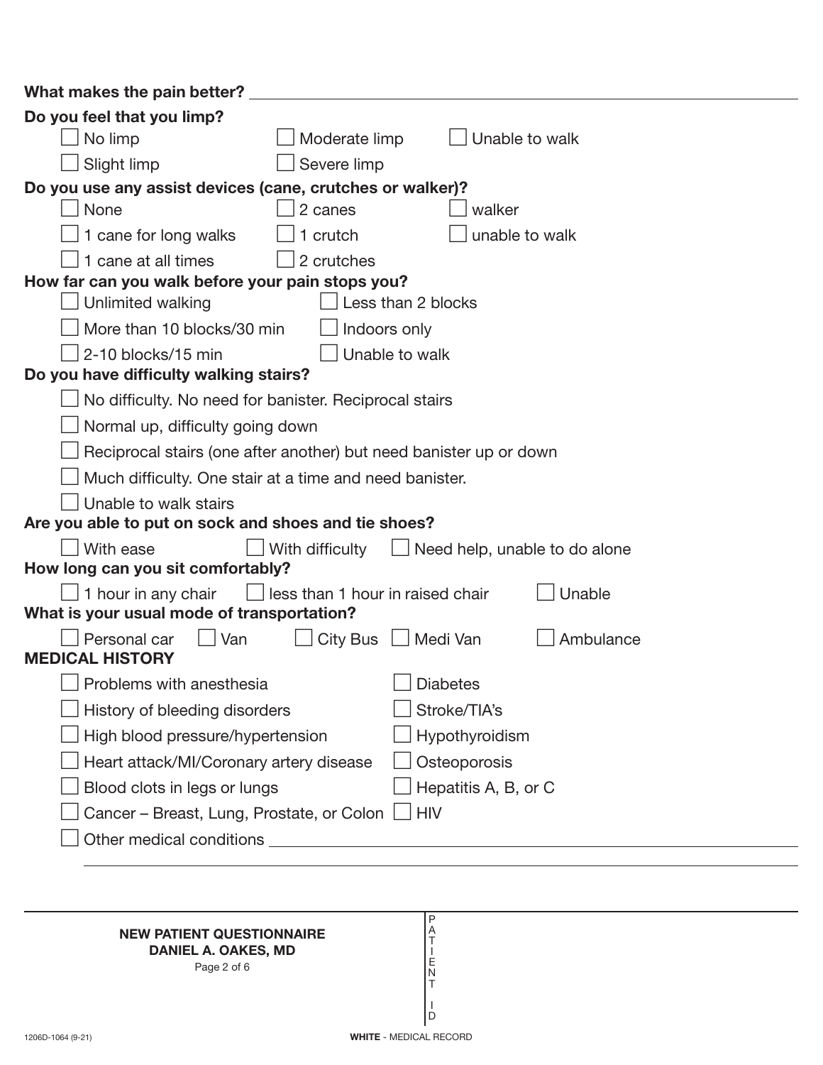**What makes the pain better?** ______________________________

**Do you feel that you limp?**

- ☐ No limp
- ☐ Slight limp
- ☐ Moderate limp
- ☐ Severe limp
- ☐ Unable to walk

**Do you use any assist devices (cane, crutches or walker)?**

- ☐ None
- ☐ 1 cane for long walks
- ☐ 1 cane at all times
- ☐ 2 canes
- ☐ 1 crutch
- ☐ 2 crutches
- ☐ walker
- ☐ unable to walk

**How far can you walk before your pain stops you?**

- ☐ Unlimited walking
- ☐ More than 10 blocks/30 min
- ☐ 2-10 blocks/15 min
- ☐ Less than 2 blocks
- ☐ Indoors only
- ☐ Unable to walk

**Do you have difficulty walking stairs?**

- ☐ No difficulty. No need for banister. Reciprocal stairs
- ☐ Normal up, difficulty going down
- ☐ Reciprocal stairs (one after another) but need banister up or down
- ☐ Much difficulty. One stair at a time and need banister.
- ☐ Unable to walk stairs

**Are you able to put on sock and shoes and tie shoes?**

- ☐ With ease
- ☐ With difficulty
- ☐ Need help, unable to do alone

**How long can you sit comfortably?**

- ☐ 1 hour in any chair
- ☐ less than 1 hour in raised chair
- ☐ Unable

**What is your usual mode of transportation?**

- ☐ Personal car
- ☐ Van
- ☐ City Bus
- ☐ Medi Van
- ☐ Ambulance

## MEDICAL HISTORY

- ☐ Problems with anesthesia
- ☐ History of bleeding disorders
- ☐ High blood pressure/hypertension
- ☐ Heart attack/MI/Coronary artery disease
- ☐ Blood clots in legs or lungs
- ☐ Cancer – Breast, Lung, Prostate, or Colon
- ☐ Diabetes
- ☐ Stroke/TIA's
- ☐ Hypothyroidism
- ☐ Osteoporosis
- ☐ Hepatitis A, B, or C
- ☐ HIV
- ☐ Other medical conditions ______________________________

______________________________

**NEW PATIENT QUESTIONNAIRE**
**DANIEL A. OAKES, MD**

PATIENT ID

1206D-1064 (9-21)

**WHITE** - MEDICAL RECORD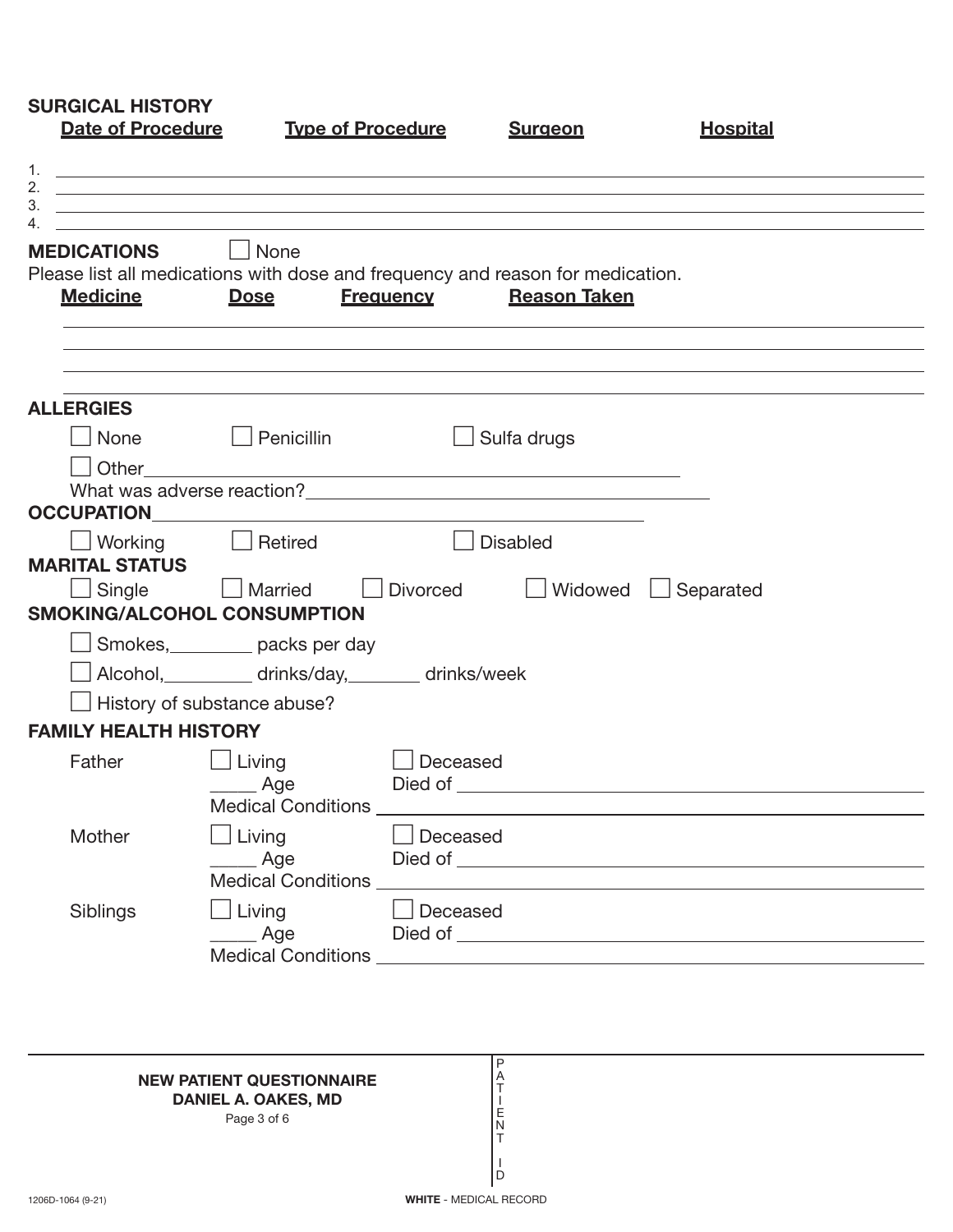## SURGICAL HISTORY

| Date of Procedure | Type of Procedure | Surgeon | Hospital |
|---|---|---|---|
| 1. | | | |
| 2. | | | |
| 3. | | | |
| 4. | | | |

## MEDICATIONS

☐ None

Please list all medications with dose and frequency and reason for medication.

| Medicine | Dose | Frequency | Reason Taken |
|---|---|---|---|
| | | | |
| | | | |
| | | | |

## ALLERGIES

☐ None ☐ Penicillin ☐ Sulfa drugs

☐ Other______________________________

What was adverse reaction?______________________________

## OCCUPATION______________________________

☐ Working ☐ Retired ☐ Disabled

## MARITAL STATUS

☐ Single ☐ Married ☐ Divorced ☐ Widowed ☐ Separated

## SMOKING/ALCOHOL CONSUMPTION

☐ Smokes,________ packs per day

☐ Alcohol,_________ drinks/day,_______ drinks/week

☐ History of substance abuse?

## FAMILY HEALTH HISTORY

**Father** ☐ Living ☐ Deceased
_____ Age Died of ______________________________
Medical Conditions ______________________________

**Mother** ☐ Living ☐ Deceased
_____ Age Died of ______________________________
Medical Conditions ______________________________

**Siblings** ☐ Living ☐ Deceased
_____ Age Died of ______________________________
Medical Conditions ______________________________

**NEW PATIENT QUESTIONNAIRE**
**DANIEL A. OAKES, MD**

PATIENT ID

1206D-1064 (9-21)

**WHITE** - MEDICAL RECORD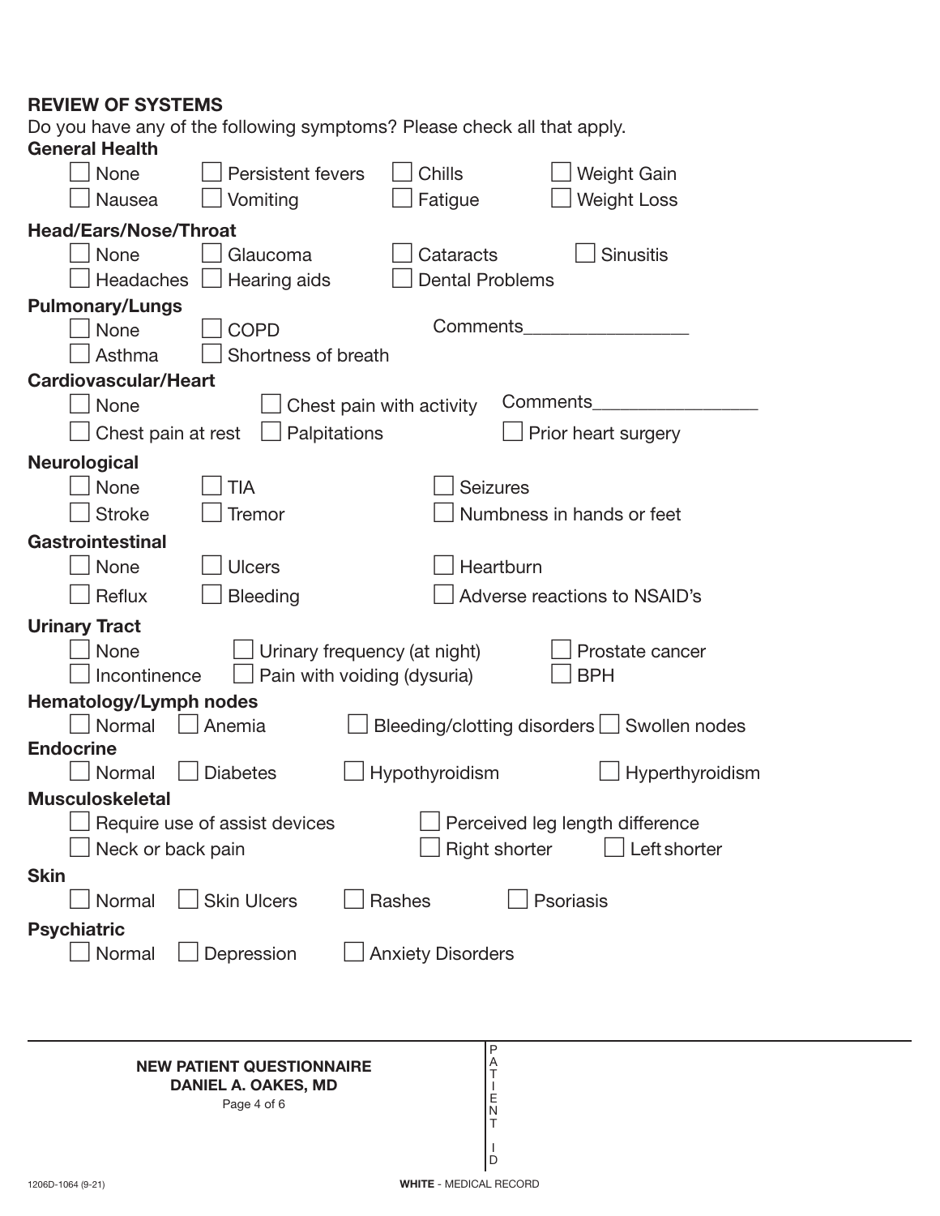## REVIEW OF SYSTEMS

Do you have any of the following symptoms? Please check all that apply.

### General Health

- ☐ None ☐ Persistent fevers ☐ Chills ☐ Weight Gain
- ☐ Nausea ☐ Vomiting ☐ Fatigue ☐ Weight Loss

### Head/Ears/Nose/Throat

- ☐ None ☐ Glaucoma ☐ Cataracts ☐ Sinusitis
- ☐ Headaches ☐ Hearing aids ☐ Dental Problems

### Pulmonary/Lungs

- ☐ None ☐ COPD Comments_________________
- ☐ Asthma ☐ Shortness of breath

### Cardiovascular/Heart

- ☐ None ☐ Chest pain with activity Comments_________________
- ☐ Chest pain at rest ☐ Palpitations ☐ Prior heart surgery

### Neurological

- ☐ None ☐ TIA ☐ Seizures
- ☐ Stroke ☐ Tremor ☐ Numbness in hands or feet

### Gastrointestinal

- ☐ None ☐ Ulcers ☐ Heartburn
- ☐ Reflux ☐ Bleeding ☐ Adverse reactions to NSAID's

### Urinary Tract

- ☐ None ☐ Urinary frequency (at night) ☐ Prostate cancer
- ☐ Incontinence ☐ Pain with voiding (dysuria) ☐ BPH

### Hematology/Lymph nodes

- ☐ Normal ☐ Anemia ☐ Bleeding/clotting disorders ☐ Swollen nodes

### Endocrine

- ☐ Normal ☐ Diabetes ☐ Hypothyroidism ☐ Hyperthyroidism

### Musculoskeletal

- ☐ Require use of assist devices ☐ Perceived leg length difference
- ☐ Neck or back pain ☐ Right shorter ☐ Left shorter

### Skin

- ☐ Normal ☐ Skin Ulcers ☐ Rashes ☐ Psoriasis

### Psychiatric

- ☐ Normal ☐ Depression ☐ Anxiety Disorders

---

**NEW PATIENT QUESTIONNAIRE**
**DANIEL A. OAKES, MD**

PATIENT ID

1206D-1064 (9-21)

**WHITE** - MEDICAL RECORD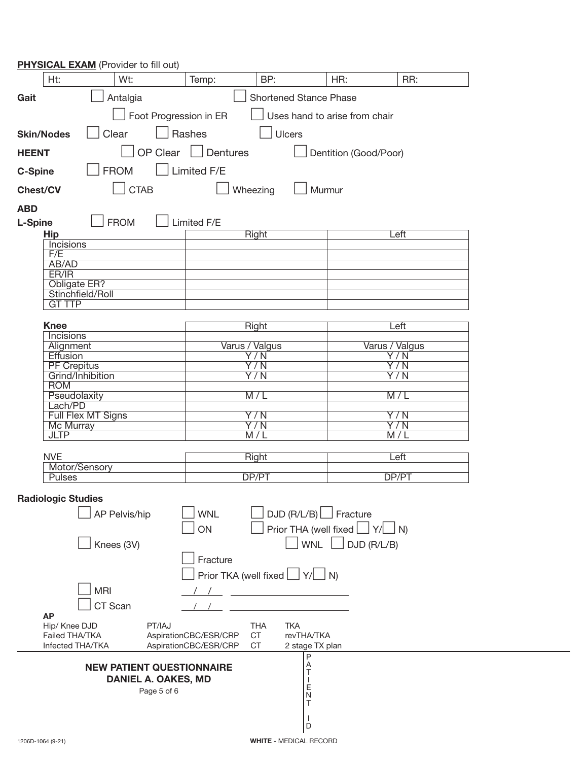**PHYSICAL EXAM** (Provider to fill out)

| Ht: | Wt: | Temp: | BP: | HR: | RR: |
|---|---|---|---|---|---|

**Gait** ☐ Antalgia ☐ Shortened Stance Phase

☐ Foot Progression in ER ☐ Uses hand to arise from chair

**Skin/Nodes** ☐ Clear ☐ Rashes ☐ Ulcers

**HEENT** ☐ OP Clear ☐ Dentures ☐ Dentition (Good/Poor)

**C-Spine** ☐ FROM ☐ Limited F/E

**Chest/CV** ☐ CTAB ☐ Wheezing ☐ Murmur

**ABD**

**L-Spine** ☐ FROM ☐ Limited F/E

| **Hip** | Right | Left |
|---|---|---|
| Incisions | | |
| F/E | | |
| AB/AD | | |
| ER/IR | | |
| Obligate ER? | | |
| Stinchfield/Roll | | |
| GT TTP | | |

| **Knee** | Right | Left |
|---|---|---|
| Incisions | | |
| Alignment | Varus / Valgus | Varus / Valgus |
| Effusion | Y / N | Y / N |
| PF Crepitus | Y / N | Y / N |
| Grind/Inhibition | Y / N | Y / N |
| ROM | | |
| Pseudolaxity | M / L | M / L |
| Lach/PD | | |
| Full Flex MT Signs | Y / N | Y / N |
| Mc Murray | Y / N | Y / N |
| JLTP | M / L | M / L |

| NVE | Right | Left |
|---|---|---|
| Motor/Sensory | | |
| Pulses | DP/PT | DP/PT |

**Radiologic Studies**

☐ AP Pelvis/hip ☐ WNL ☐ DJD (R/L/B) ☐ Fracture

☐ ON ☐ Prior THA (well fixed ☐ Y/☐ N)

☐ Knees (3V) ☐ WNL ☐ DJD (R/L/B)

☐ Fracture

☐ Prior TKA (well fixed ☐ Y/☐ N)

☐ MRI ___/___/___ ____________________

☐ CT Scan ___/___/___ ____________________

**AP**

| | | | |
|---|---|---|---|
| Hip/ Knee DJD | PT/IAJ | THA | TKA |
| Failed THA/TKA | AspirationCBC/ESR/CRP | CT | revTHA/TKA |
| Infected THA/TKA | AspirationCBC/ESR/CRP | CT | 2 stage TX plan |

**NEW PATIENT QUESTIONNAIRE**
**DANIEL A. OAKES, MD**

PATIENT ID

1206D-1064 (9-21)

**WHITE** - MEDICAL RECORD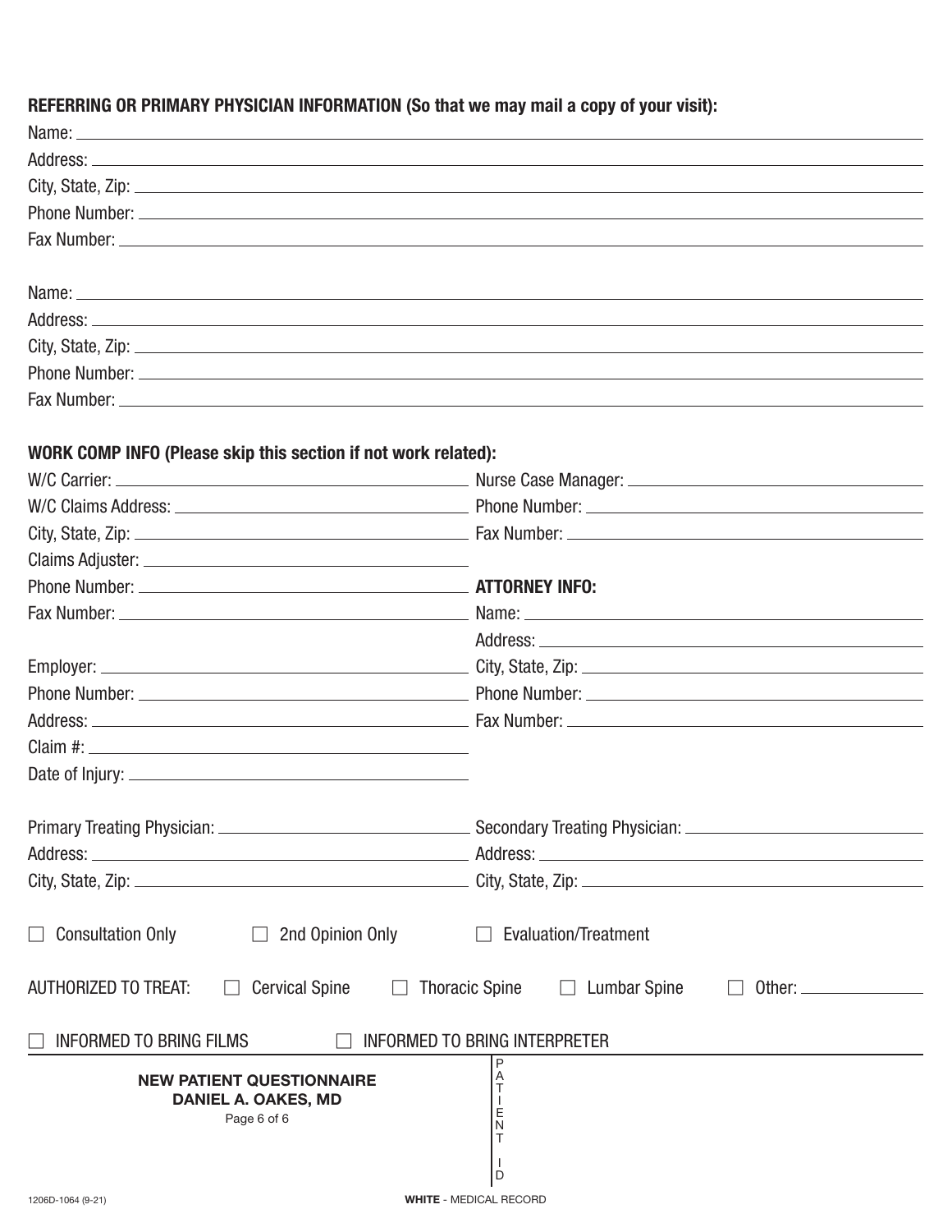**REFERRING OR PRIMARY PHYSICIAN INFORMATION (So that we may mail a copy of your visit):**

Name: \_\_\_\_\_\_\_\_\_\_\_\_\_\_\_\_\_\_\_\_

Address: \_\_\_\_\_\_\_\_\_\_\_\_\_\_\_\_\_\_\_\_

City, State, Zip: \_\_\_\_\_\_\_\_\_\_\_\_\_\_\_\_\_\_\_\_

Phone Number: \_\_\_\_\_\_\_\_\_\_\_\_\_\_\_\_\_\_\_\_

Fax Number: \_\_\_\_\_\_\_\_\_\_\_\_\_\_\_\_\_\_\_\_

Name: \_\_\_\_\_\_\_\_\_\_\_\_\_\_\_\_\_\_\_\_

Address: \_\_\_\_\_\_\_\_\_\_\_\_\_\_\_\_\_\_\_\_

City, State, Zip: \_\_\_\_\_\_\_\_\_\_\_\_\_\_\_\_\_\_\_\_

Phone Number: \_\_\_\_\_\_\_\_\_\_\_\_\_\_\_\_\_\_\_\_

Fax Number: \_\_\_\_\_\_\_\_\_\_\_\_\_\_\_\_\_\_\_\_

**WORK COMP INFO (Please skip this section if not work related):**

W/C Carrier: \_\_\_\_\_\_\_\_\_\_\_\_\_\_\_\_\_\_\_\_

W/C Claims Address: \_\_\_\_\_\_\_\_\_\_\_\_\_\_\_\_\_\_\_\_

City, State, Zip: \_\_\_\_\_\_\_\_\_\_\_\_\_\_\_\_\_\_\_\_

Claims Adjuster: \_\_\_\_\_\_\_\_\_\_\_\_\_\_\_\_\_\_\_\_

Phone Number: \_\_\_\_\_\_\_\_\_\_\_\_\_\_\_\_\_\_\_\_

Fax Number: \_\_\_\_\_\_\_\_\_\_\_\_\_\_\_\_\_\_\_\_

Employer: \_\_\_\_\_\_\_\_\_\_\_\_\_\_\_\_\_\_\_\_

Phone Number: \_\_\_\_\_\_\_\_\_\_\_\_\_\_\_\_\_\_\_\_

Address: \_\_\_\_\_\_\_\_\_\_\_\_\_\_\_\_\_\_\_\_

Claim #: \_\_\_\_\_\_\_\_\_\_\_\_\_\_\_\_\_\_\_\_

Date of Injury: \_\_\_\_\_\_\_\_\_\_\_\_\_\_\_\_\_\_\_\_

Nurse Case Manager: \_\_\_\_\_\_\_\_\_\_\_\_\_\_\_\_\_\_\_\_

Phone Number: \_\_\_\_\_\_\_\_\_\_\_\_\_\_\_\_\_\_\_\_

Fax Number: \_\_\_\_\_\_\_\_\_\_\_\_\_\_\_\_\_\_\_\_

**ATTORNEY INFO:**

Name: \_\_\_\_\_\_\_\_\_\_\_\_\_\_\_\_\_\_\_\_

Address: \_\_\_\_\_\_\_\_\_\_\_\_\_\_\_\_\_\_\_\_

City, State, Zip: \_\_\_\_\_\_\_\_\_\_\_\_\_\_\_\_\_\_\_\_

Phone Number: \_\_\_\_\_\_\_\_\_\_\_\_\_\_\_\_\_\_\_\_

Fax Number: \_\_\_\_\_\_\_\_\_\_\_\_\_\_\_\_\_\_\_\_

Primary Treating Physician: \_\_\_\_\_\_\_\_\_\_\_\_\_\_\_\_\_\_\_\_

Address: \_\_\_\_\_\_\_\_\_\_\_\_\_\_\_\_\_\_\_\_

City, State, Zip: \_\_\_\_\_\_\_\_\_\_\_\_\_\_\_\_\_\_\_\_

Secondary Treating Physician: \_\_\_\_\_\_\_\_\_\_\_\_\_\_\_\_\_\_\_\_

Address: \_\_\_\_\_\_\_\_\_\_\_\_\_\_\_\_\_\_\_\_

City, State, Zip: \_\_\_\_\_\_\_\_\_\_\_\_\_\_\_\_\_\_\_\_

☐ Consultation Only ☐ 2nd Opinion Only ☐ Evaluation/Treatment

AUTHORIZED TO TREAT: ☐ Cervical Spine ☐ Thoracic Spine ☐ Lumbar Spine ☐ Other: \_\_\_\_\_\_\_\_\_\_

☐ INFORMED TO BRING FILMS ☐ INFORMED TO BRING INTERPRETER

**NEW PATIENT QUESTIONNAIRE**
**DANIEL A. OAKES, MD**

PATIENT ID

1206D-1064 (9-21)

**WHITE** - MEDICAL RECORD